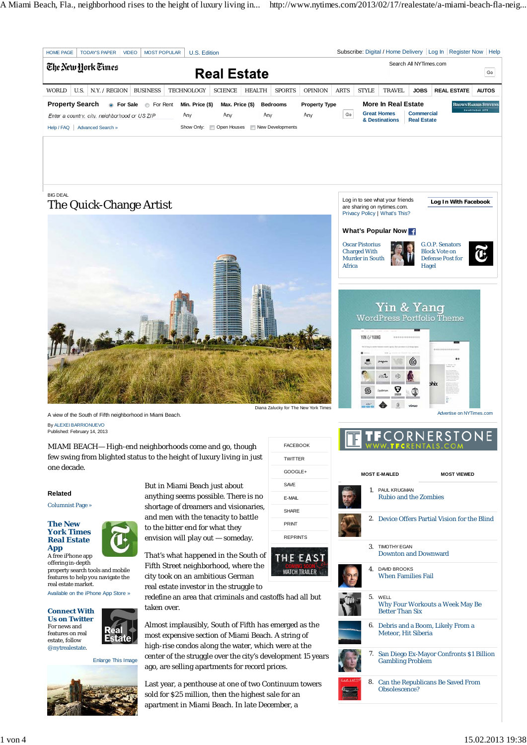BIG DEAL

# The Quick-Change Artist

Diana Zalucky for The New York Times

A view of the South of Fifth neighborhood in Miami Beach.

By ALEXEI BARRIONUEVO

Published: February 14, 2013

MIAMI BEACH — High-end neighborhoods come and go, though few swing from blighted status to the height of luxury living in just one decade.

But in Miami Beach just about anything seems possible. There is no shortage of dreamers and visionaries, and men with the tenacity to battle to the bitter end for what they envision will play out — someday.

That's what happened in the South of Fifth Street neighborhood, where the city took on an ambitious German real estate investor in the struggle to redefine an area that criminals and castoffs had all but taken over.

Almost implausibly, South of Fifth has emerged as the most expensive section of Miami Beach. A string of high-rise condos along the water, which were at the center of the struggle over the city's development 15 years ago, are selling apartments for record prices.

Last year, a penthouse at one of two Continuum towers sold for $25 million, then the highest sale for an apartment in Miami Beach. In late December, a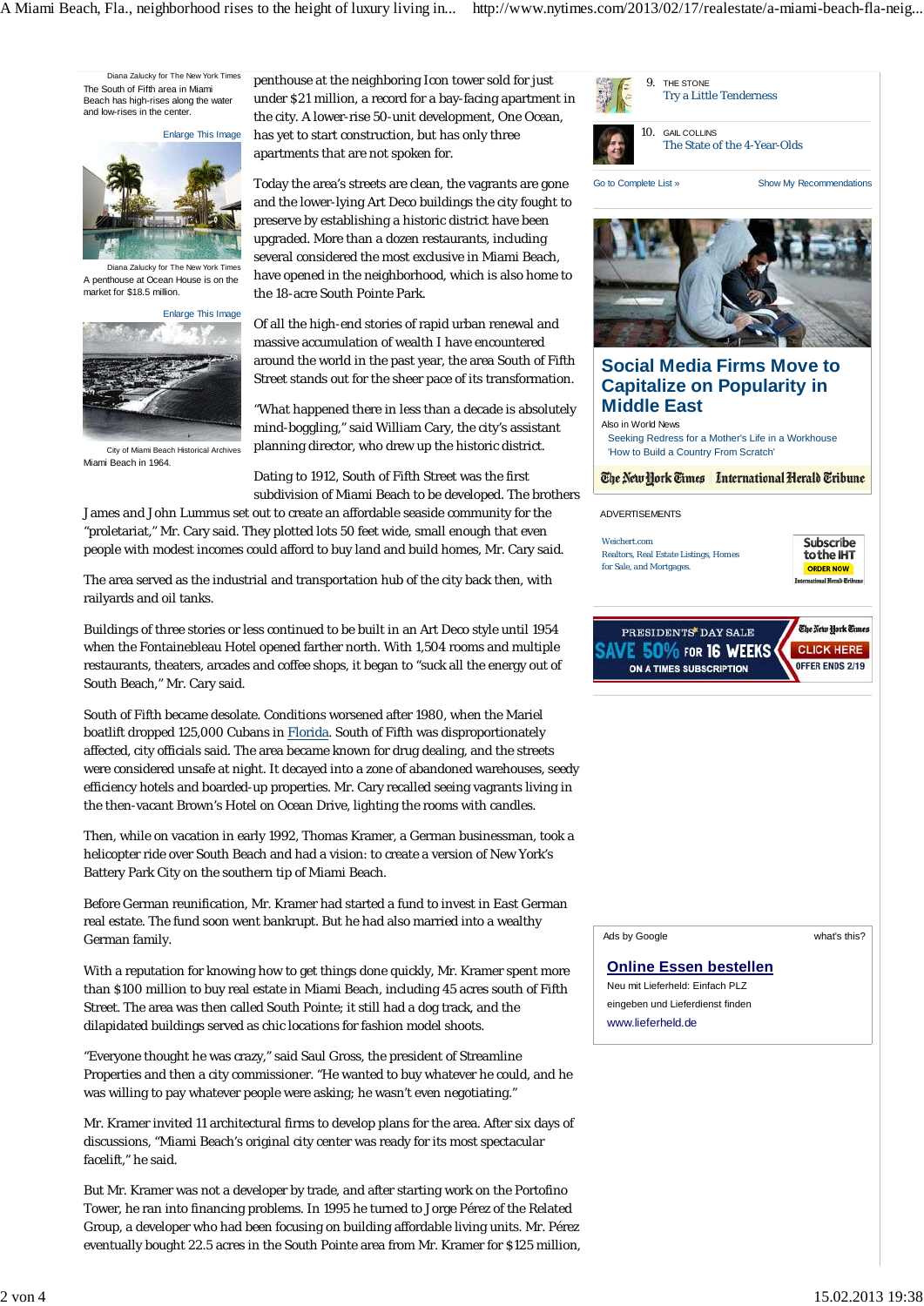Diana Zalucky for The New York Times

The South of Fifth area in Miami Beach has high-rises along the water and low-rises in the center.

Enlarge This Image

Diana Zalucky for The New York Times

A penthouse at Ocean House is on the market for $18.5 million.

Enlarge This Image

City of Miami Beach Historical Archives

Miami Beach in 1964.

penthouse at the neighboring Icon tower sold for just under $21 million, a record for a bay-facing apartment in the city. A lower-rise 50-unit development, One Ocean, has yet to start construction, but has only three apartments that are not spoken for.

Today the area's streets are clean, the vagrants are gone and the lower-lying Art Deco buildings the city fought to preserve by establishing a historic district have been upgraded. More than a dozen restaurants, including several considered the most exclusive in Miami Beach, have opened in the neighborhood, which is also home to the 18-acre South Pointe Park.

Of all the high-end stories of rapid urban renewal and massive accumulation of wealth I have encountered around the world in the past year, the area South of Fifth Street stands out for the sheer pace of its transformation.

"What happened there in less than a decade is absolutely mind-boggling," said William Cary, the city's assistant planning director, who drew up the historic district.

Dating to 1912, South of Fifth Street was the first subdivision of Miami Beach to be developed. The brothers James and John Lummus set out to create an affordable seaside community for the "proletariat," Mr. Cary said. They plotted lots 50 feet wide, small enough that even people with modest incomes could afford to buy land and build homes, Mr. Cary said.

The area served as the industrial and transportation hub of the city back then, with railyards and oil tanks.

Buildings of three stories or less continued to be built in an Art Deco style until 1954 when the Fontainebleau Hotel opened farther north. With 1,504 rooms and multiple restaurants, theaters, arcades and coffee shops, it began to "suck all the energy out of South Beach," Mr. Cary said.

South of Fifth became desolate. Conditions worsened after 1980, when the Mariel boatlift dropped 125,000 Cubans in Florida. South of Fifth was disproportionately affected, city officials said. The area became known for drug dealing, and the streets were considered unsafe at night. It decayed into a zone of abandoned warehouses, seedy efficiency hotels and boarded-up properties. Mr. Cary recalled seeing vagrants living in the then-vacant Brown's Hotel on Ocean Drive, lighting the rooms with candles.

Then, while on vacation in early 1992, Thomas Kramer, a German businessman, took a helicopter ride over South Beach and had a vision: to create a version of New York's Battery Park City on the southern tip of Miami Beach.

Before German reunification, Mr. Kramer had started a fund to invest in East German real estate. The fund soon went bankrupt. But he had also married into a wealthy German family.

With a reputation for knowing how to get things done quickly, Mr. Kramer spent more than $100 million to buy real estate in Miami Beach, including 45 acres south of Fifth Street. The area was then called South Pointe; it still had a dog track, and the dilapidated buildings served as chic locations for fashion model shoots.

"Everyone thought he was crazy," said Saul Gross, the president of Streamline Properties and then a city commissioner. "He wanted to buy whatever he could, and he was willing to pay whatever people were asking; he wasn't even negotiating."

Mr. Kramer invited 11 architectural firms to develop plans for the area. After six days of discussions, "Miami Beach's original city center was ready for its most spectacular facelift," he said.

But Mr. Kramer was not a developer by trade, and after starting work on the Portofino Tower, he ran into financing problems. In 1995 he turned to Jorge Pérez of the Related Group, a developer who had been focusing on building affordable living units. Mr. Pérez eventually bought 22.5 acres in the South Pointe area from Mr. Kramer for $125 million,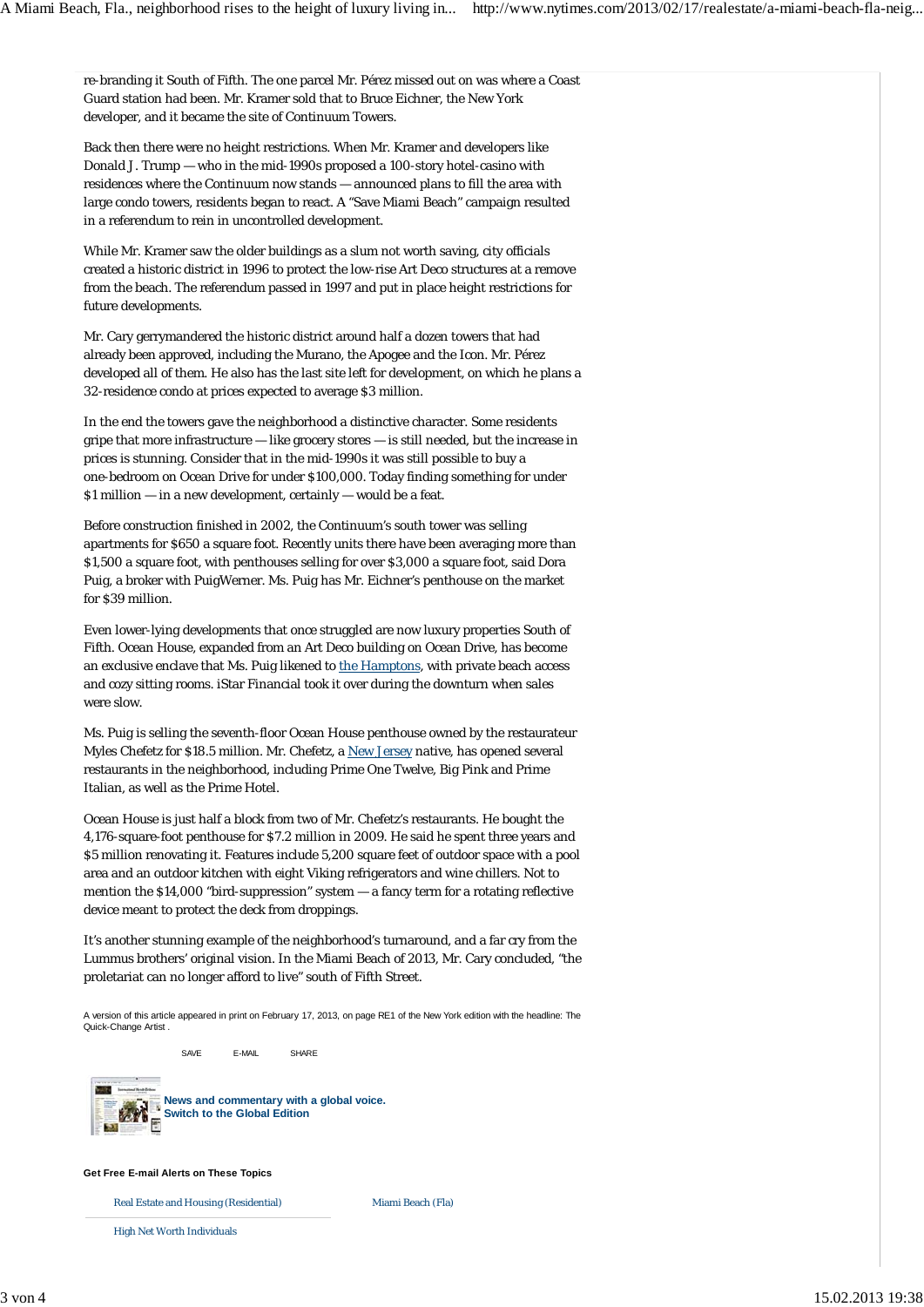re-branding it South of Fifth. The one parcel Mr. Pérez missed out on was where a Coast Guard station had been. Mr. Kramer sold that to Bruce Eichner, the New York developer, and it became the site of Continuum Towers.

Back then there were no height restrictions. When Mr. Kramer and developers like Donald J. Trump — who in the mid-1990s proposed a 100-story hotel-casino with residences where the Continuum now stands — announced plans to fill the area with large condo towers, residents began to react. A "Save Miami Beach" campaign resulted in a referendum to rein in uncontrolled development.

While Mr. Kramer saw the older buildings as a slum not worth saving, city officials created a historic district in 1996 to protect the low-rise Art Deco structures at a remove from the beach. The referendum passed in 1997 and put in place height restrictions for future developments.

Mr. Cary gerrymandered the historic district around half a dozen towers that had already been approved, including the Murano, the Apogee and the Icon. Mr. Pérez developed all of them. He also has the last site left for development, on which he plans a 32-residence condo at prices expected to average $3 million.

In the end the towers gave the neighborhood a distinctive character. Some residents gripe that more infrastructure — like grocery stores — is still needed, but the increase in prices is stunning. Consider that in the mid-1990s it was still possible to buy a one-bedroom on Ocean Drive for under $100,000. Today finding something for under $1 million — in a new development, certainly — would be a feat.

Before construction finished in 2002, the Continuum's south tower was selling apartments for $650 a square foot. Recently units there have been averaging more than $1,500 a square foot, with penthouses selling for over $3,000 a square foot, said Dora Puig, a broker with PuigWerner. Ms. Puig has Mr. Eichner's penthouse on the market for $39 million.

Even lower-lying developments that once struggled are now luxury properties South of Fifth. Ocean House, expanded from an Art Deco building on Ocean Drive, has become an exclusive enclave that Ms. Puig likened to the Hamptons, with private beach access and cozy sitting rooms. iStar Financial took it over during the downturn when sales were slow.

Ms. Puig is selling the seventh-floor Ocean House penthouse owned by the restaurateur Myles Chefetz for $18.5 million. Mr. Chefetz, a New Jersey native, has opened several restaurants in the neighborhood, including Prime One Twelve, Big Pink and Prime Italian, as well as the Prime Hotel.

Ocean House is just half a block from two of Mr. Chefetz's restaurants. He bought the 4,176-square-foot penthouse for $7.2 million in 2009. He said he spent three years and $5 million renovating it. Features include 5,200 square feet of outdoor space with a pool area and an outdoor kitchen with eight Viking refrigerators and wine chillers. Not to mention the $14,000 "bird-suppression" system — a fancy term for a rotating reflective device meant to protect the deck from droppings.

It's another stunning example of the neighborhood's turnaround, and a far cry from the Lummus brothers' original vision. In the Miami Beach of 2013, Mr. Cary concluded, "the proletariat can no longer afford to live" south of Fifth Street.

A version of this article appeared in print on February 17, 2013, on page RE1 of the New York edition with the headline: The Quick-Change Artist .

SAVE E-MAIL SHARE

**News and commentary with a global voice.**
**Switch to the Global Edition**

**Get Free E-mail Alerts on These Topics**

- Real Estate and Housing (Residential)
- Miami Beach (Fla)
- High Net Worth Individuals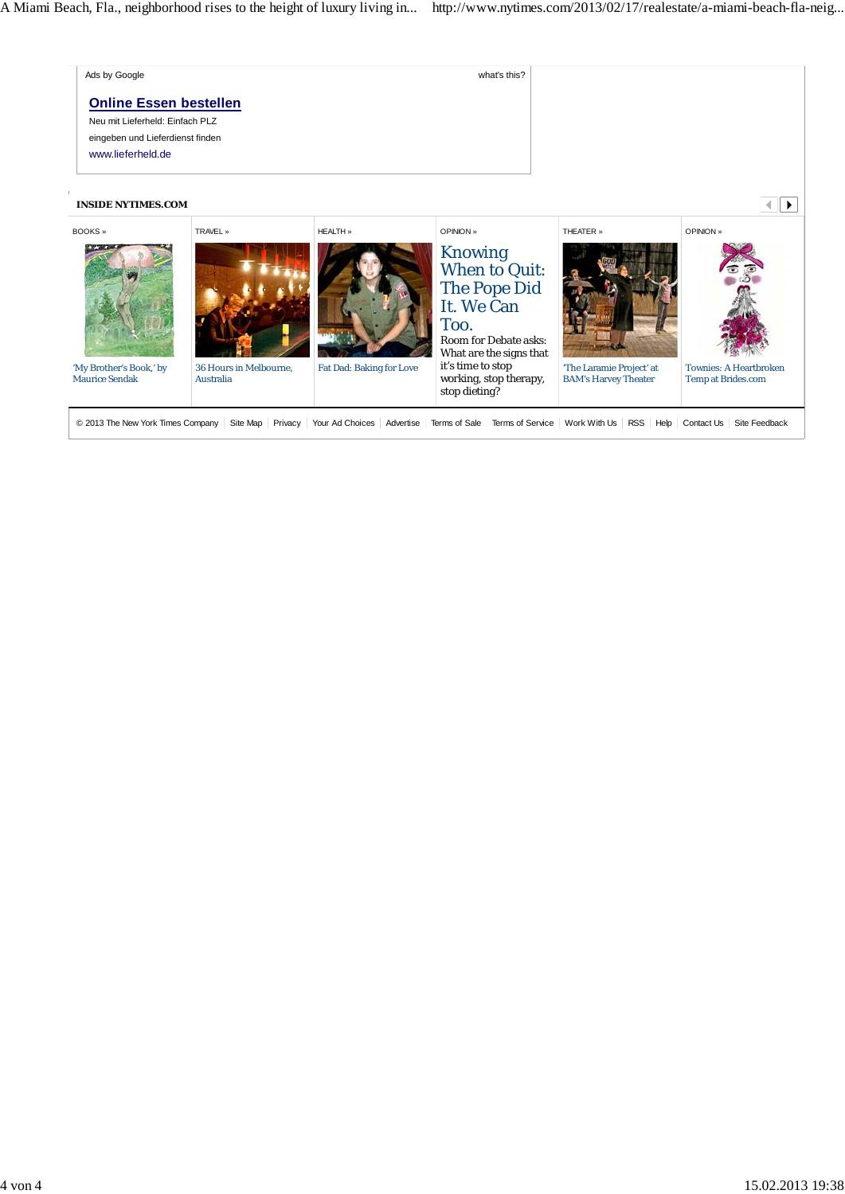Ads by Google what's this?

**Online Essen bestellen**

Neu mit Lieferheld: Einfach PLZ eingeben und Lieferdienst finden

www.lieferheld.de

**INSIDE NYTIMES.COM**

BOOKS »

'My Brother's Book,' by Maurice Sendak

TRAVEL »

36 Hours in Melbourne, Australia

HEALTH »

Fat Dad: Baking for Love

OPINION »

## Knowing When to Quit: The Pope Did It. We Can Too.

Room for Debate asks: What are the signs that it's time to stop working, stop therapy, stop dieting?

THEATER »

'The Laramie Project' at BAM's Harvey Theater

OPINION »

Townies: A Heartbroken Temp at Brides.com

© 2013 The New York Times Company | Site Map | Privacy | Your Ad Choices | Advertise | Terms of Sale | Terms of Service | Work With Us | RSS | Help | Contact Us | Site Feedback